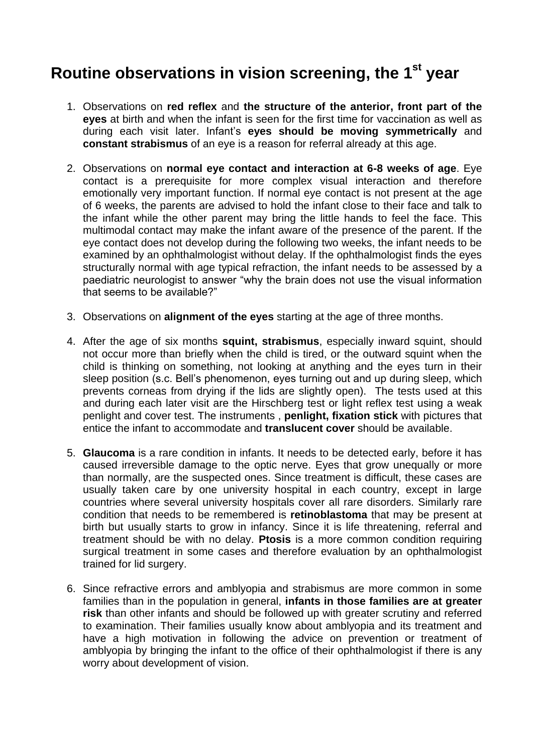# Routine observations in vision screening, the 1st year

1. Observations on **red reflex** and **the structure of the anterior, front part of the eyes** at birth and when the infant is seen for the first time for vaccination as well as during each visit later. Infant's **eyes should be moving symmetrically** and **constant strabismus** of an eye is a reason for referral already at this age.

2. Observations on **normal eye contact and interaction at 6-8 weeks of age**. Eye contact is a prerequisite for more complex visual interaction and therefore emotionally very important function. If normal eye contact is not present at the age of 6 weeks, the parents are advised to hold the infant close to their face and talk to the infant while the other parent may bring the little hands to feel the face. This multimodal contact may make the infant aware of the presence of the parent. If the eye contact does not develop during the following two weeks, the infant needs to be examined by an ophthalmologist without delay. If the ophthalmologist finds the eyes structurally normal with age typical refraction, the infant needs to be assessed by a paediatric neurologist to answer "why the brain does not use the visual information that seems to be available?"

3. Observations on **alignment of the eyes** starting at the age of three months.

4. After the age of six months **squint, strabismus**, especially inward squint, should not occur more than briefly when the child is tired, or the outward squint when the child is thinking on something, not looking at anything and the eyes turn in their sleep position (s.c. Bell's phenomenon, eyes turning out and up during sleep, which prevents corneas from drying if the lids are slightly open). The tests used at this and during each later visit are the Hirschberg test or light reflex test using a weak penlight and cover test. The instruments , **penlight, fixation stick** with pictures that entice the infant to accommodate and **translucent cover** should be available.

5. **Glaucoma** is a rare condition in infants. It needs to be detected early, before it has caused irreversible damage to the optic nerve. Eyes that grow unequally or more than normally, are the suspected ones. Since treatment is difficult, these cases are usually taken care by one university hospital in each country, except in large countries where several university hospitals cover all rare disorders. Similarly rare condition that needs to be remembered is **retinoblastoma** that may be present at birth but usually starts to grow in infancy. Since it is life threatening, referral and treatment should be with no delay. **Ptosis** is a more common condition requiring surgical treatment in some cases and therefore evaluation by an ophthalmologist trained for lid surgery.

6. Since refractive errors and amblyopia and strabismus are more common in some families than in the population in general, **infants in those families are at greater risk** than other infants and should be followed up with greater scrutiny and referred to examination. Their families usually know about amblyopia and its treatment and have a high motivation in following the advice on prevention or treatment of amblyopia by bringing the infant to the office of their ophthalmologist if there is any worry about development of vision.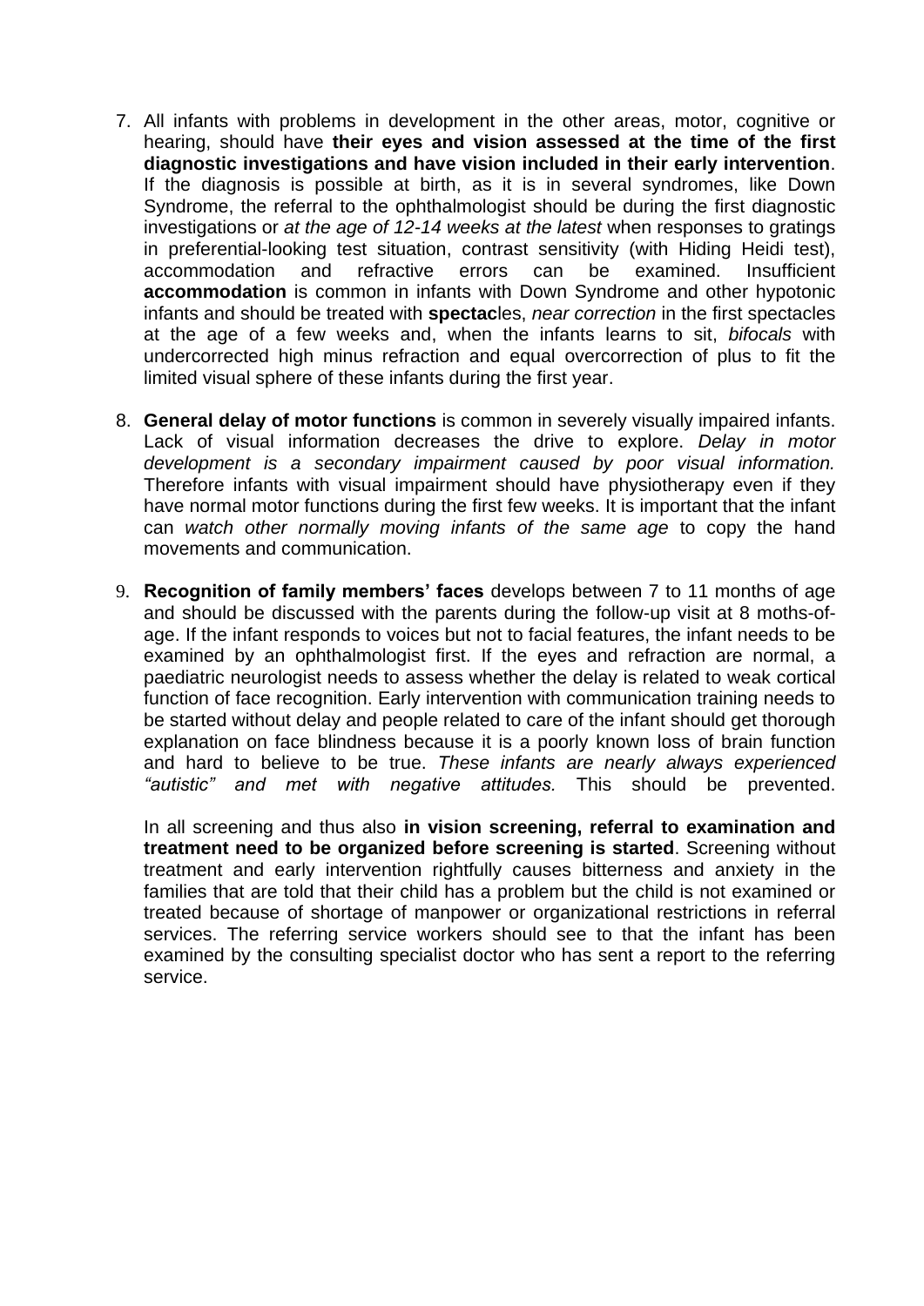7. All infants with problems in development in the other areas, motor, cognitive or hearing, should have **their eyes and vision assessed at the time of the first diagnostic investigations and have vision included in their early intervention**. If the diagnosis is possible at birth, as it is in several syndromes, like Down Syndrome, the referral to the ophthalmologist should be during the first diagnostic investigations or *at the age of 12-14 weeks at the latest* when responses to gratings in preferential-looking test situation, contrast sensitivity (with Hiding Heidi test), accommodation and refractive errors can be examined. Insufficient **accommodation** is common in infants with Down Syndrome and other hypotonic infants and should be treated with **spectac**les, *near correction* in the first spectacles at the age of a few weeks and, when the infants learns to sit, *bifocals* with undercorrected high minus refraction and equal overcorrection of plus to fit the limited visual sphere of these infants during the first year.

8. **General delay of motor functions** is common in severely visually impaired infants. Lack of visual information decreases the drive to explore. *Delay in motor development is a secondary impairment caused by poor visual information.* Therefore infants with visual impairment should have physiotherapy even if they have normal motor functions during the first few weeks. It is important that the infant can *watch other normally moving infants of the same age* to copy the hand movements and communication.

9. **Recognition of family members' faces** develops between 7 to 11 months of age and should be discussed with the parents during the follow-up visit at 8 moths-of-age. If the infant responds to voices but not to facial features, the infant needs to be examined by an ophthalmologist first. If the eyes and refraction are normal, a paediatric neurologist needs to assess whether the delay is related to weak cortical function of face recognition. Early intervention with communication training needs to be started without delay and people related to care of the infant should get thorough explanation on face blindness because it is a poorly known loss of brain function and hard to believe to be true. *These infants are nearly always experienced "autistic" and met with negative attitudes.* This should be prevented.

   In all screening and thus also **in vision screening, referral to examination and treatment need to be organized before screening is started**. Screening without treatment and early intervention rightfully causes bitterness and anxiety in the families that are told that their child has a problem but the child is not examined or treated because of shortage of manpower or organizational restrictions in referral services. The referring service workers should see to that the infant has been examined by the consulting specialist doctor who has sent a report to the referring service.